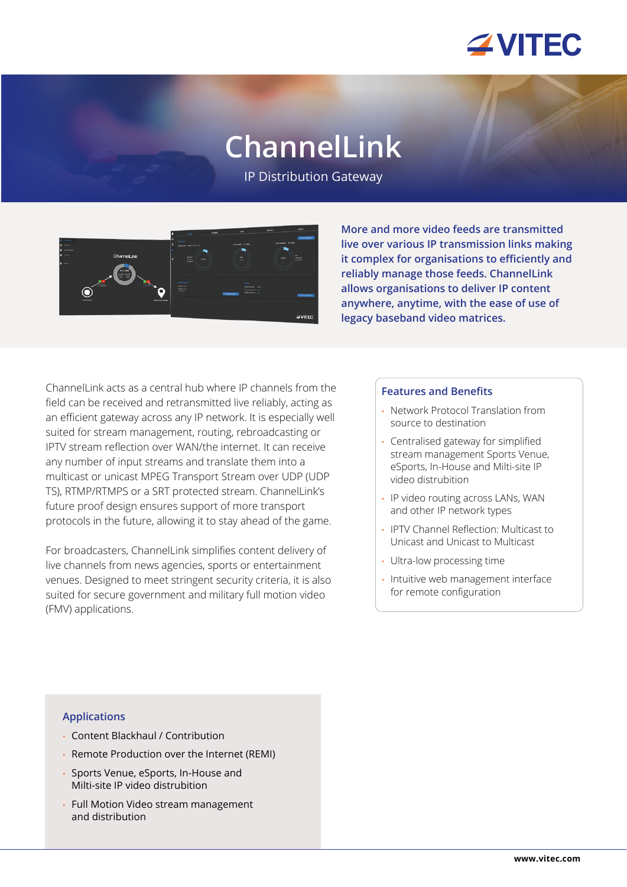# ChannelLink

IP Distribution Gateway

**More and more video feeds are transmitted live over various IP transmission links making it complex for organisations to efficiently and reliably manage those feeds. ChannelLink allows organisations to deliver IP content anywhere, anytime, with the ease of use of legacy baseband video matrices.**

ChannelLink acts as a central hub where IP channels from the field can be received and retransmitted live reliably, acting as an efficient gateway across any IP network. It is especially well suited for stream management, routing, rebroadcasting or IPTV stream reflection over WAN/the internet. It can receive any number of input streams and translate them into a multicast or unicast MPEG Transport Stream over UDP (UDP TS), RTMP/RTMPS or a SRT protected stream. ChannelLink's future proof design ensures support of more transport protocols in the future, allowing it to stay ahead of the game.

For broadcasters, ChannelLink simplifies content delivery of live channels from news agencies, sports or entertainment venues. Designed to meet stringent security criteria, it is also suited for secure government and military full motion video (FMV) applications.

## Features and Benefits

- Network Protocol Translation from source to destination
- Centralised gateway for simplified stream management Sports Venue, eSports, In-House and Milti-site IP video distrubition
- IP video routing across LANs, WAN and other IP network types
- IPTV Channel Reflection: Multicast to Unicast and Unicast to Multicast
- Ultra-low processing time
- Intuitive web management interface for remote configuration

## Applications

- Content Blackhaul / Contribution
- Remote Production over the Internet (REMI)
- Sports Venue, eSports, In-House and Milti-site IP video distrubition
- Full Motion Video stream management and distribution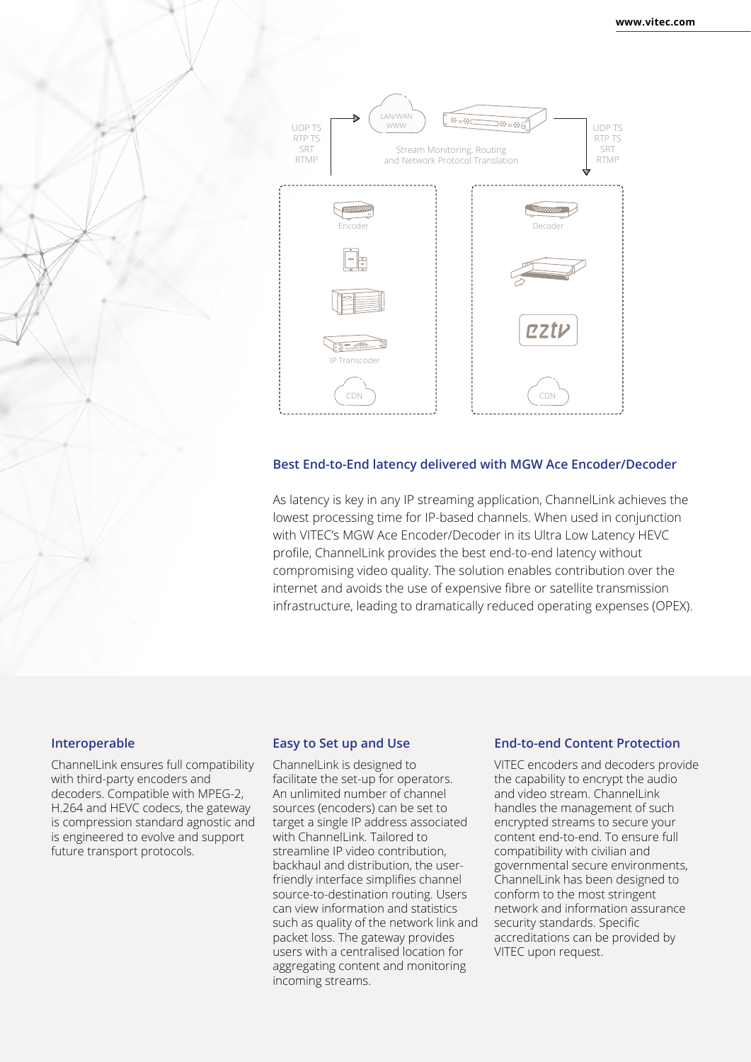UDP TS
RTP TS
SRT
RTMP

LAN/WAN
WWW

Stream Monitoring, Routing and Network Protocol Translation

UDP TS
RTP TS
SRT
RTMP

Encoder

IP Transcoder

CDN

Decoder

eztv

CDN

## Best End-to-End latency delivered with MGW Ace Encoder/Decoder

As latency is key in any IP streaming application, ChannelLink achieves the lowest processing time for IP-based channels. When used in conjunction with VITEC's MGW Ace Encoder/Decoder in its Ultra Low Latency HEVC profile, ChannelLink provides the best end-to-end latency without compromising video quality. The solution enables contribution over the internet and avoids the use of expensive fibre or satellite transmission infrastructure, leading to dramatically reduced operating expenses (OPEX).

### Interoperable

ChannelLink ensures full compatibility with third-party encoders and decoders. Compatible with MPEG-2, H.264 and HEVC codecs, the gateway is compression standard agnostic and is engineered to evolve and support future transport protocols.

### Easy to Set up and Use

ChannelLink is designed to facilitate the set-up for operators. An unlimited number of channel sources (encoders) can be set to target a single IP address associated with ChannelLink. Tailored to streamline IP video contribution, backhaul and distribution, the user-friendly interface simplifies channel source-to-destination routing. Users can view information and statistics such as quality of the network link and packet loss. The gateway provides users with a centralised location for aggregating content and monitoring incoming streams.

### End-to-end Content Protection

VITEC encoders and decoders provide the capability to encrypt the audio and video stream. ChannelLink handles the management of such encrypted streams to secure your content end-to-end. To ensure full compatibility with civilian and governmental secure environments, ChannelLink has been designed to conform to the most stringent network and information assurance security standards. Specific accreditations can be provided by VITEC upon request.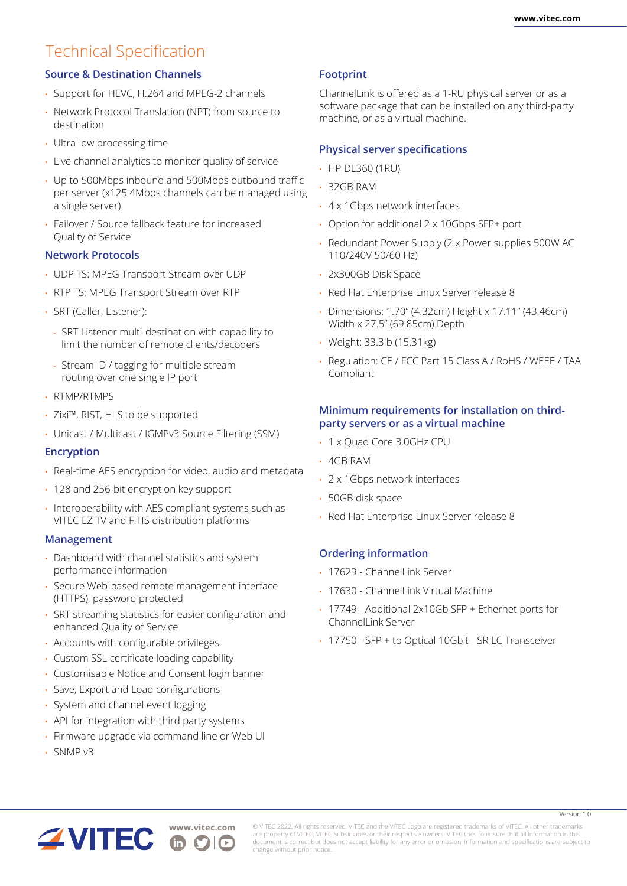# Technical Specification

## Source & Destination Channels

- Support for HEVC, H.264 and MPEG-2 channels
- Network Protocol Translation (NPT) from source to destination
- Ultra-low processing time
- Live channel analytics to monitor quality of service
- Up to 500Mbps inbound and 500Mbps outbound traffic per server (x125 4Mbps channels can be managed using a single server)
- Failover / Source fallback feature for increased Quality of Service.

## Network Protocols

- UDP TS: MPEG Transport Stream over UDP
- RTP TS: MPEG Transport Stream over RTP
- SRT (Caller, Listener):
  - SRT Listener multi-destination with capability to limit the number of remote clients/decoders
  - Stream ID / tagging for multiple stream routing over one single IP port
- RTMP/RTMPS
- Zixi™, RIST, HLS to be supported
- Unicast / Multicast / IGMPv3 Source Filtering (SSM)

## Encryption

- Real-time AES encryption for video, audio and metadata
- 128 and 256-bit encryption key support
- Interoperability with AES compliant systems such as VITEC EZ TV and FITIS distribution platforms

## Management

- Dashboard with channel statistics and system performance information
- Secure Web-based remote management interface (HTTPS), password protected
- SRT streaming statistics for easier configuration and enhanced Quality of Service
- Accounts with configurable privileges
- Custom SSL certificate loading capability
- Customisable Notice and Consent login banner
- Save, Export and Load configurations
- System and channel event logging
- API for integration with third party systems
- Firmware upgrade via command line or Web UI
- SNMP v3

## Footprint

ChannelLink is offered as a 1-RU physical server or as a software package that can be installed on any third-party machine, or as a virtual machine.

## Physical server specifications

- HP DL360 (1RU)
- 32GB RAM
- 4 x 1Gbps network interfaces
- Option for additional 2 x 10Gbps SFP+ port
- Redundant Power Supply (2 x Power supplies 500W AC 110/240V 50/60 Hz)
- 2x300GB Disk Space
- Red Hat Enterprise Linux Server release 8
- Dimensions: 1.70" (4.32cm) Height x 17.11" (43.46cm) Width x 27.5" (69.85cm) Depth
- Weight: 33.3lb (15.31kg)
- Regulation: CE / FCC Part 15 Class A / RoHS / WEEE / TAA Compliant

## Minimum requirements for installation on third-party servers or as a virtual machine

- 1 x Quad Core 3.0GHz CPU
- 4GB RAM
- 2 x 1Gbps network interfaces
- 50GB disk space
- Red Hat Enterprise Linux Server release 8

## Ordering information

- 17629 - ChannelLink Server
- 17630 - ChannelLink Virtual Machine
- 17749 - Additional 2x10Gb SFP + Ethernet ports for ChannelLink Server
- 17750 - SFP + to Optical 10Gbit - SR LC Transceiver

Version 1.0

VITEC www.vitec.com

© VITEC 2022. All rights reserved. VITEC and the VITEC Logo are registered trademarks of VITEC. All other trademarks are property of VITEC, VITEC Subsidiaries or their respective owners. VITEC tries to ensure that all information in this document is correct but does not accept liability for any error or omission. Information and specifications are subject to change without prior notice.